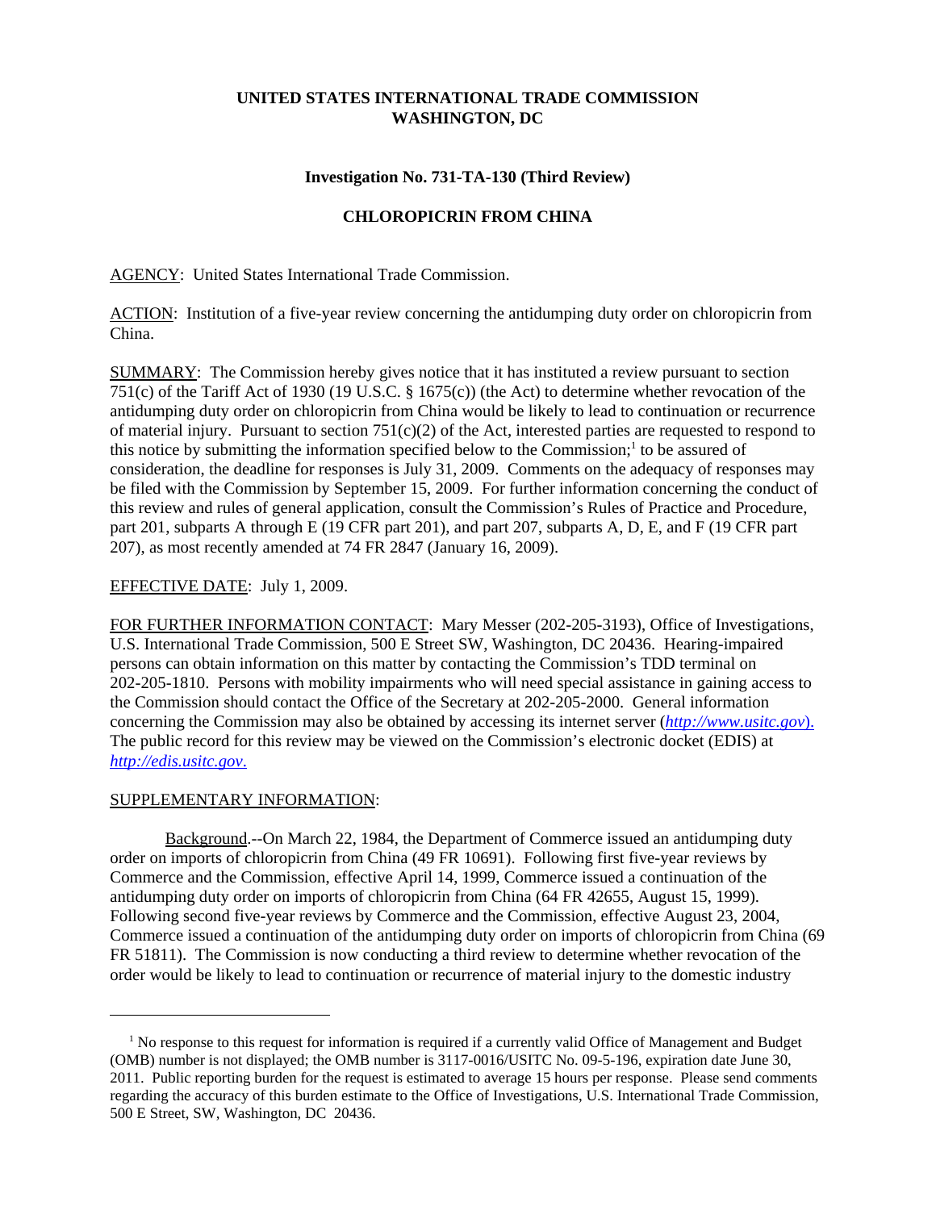**UNITED STATES INTERNATIONAL TRADE COMMISSION**
**WASHINGTON, DC**

**Investigation No. 731-TA-130 (Third Review)**

**CHLOROPICRIN FROM CHINA**

AGENCY: United States International Trade Commission.

ACTION: Institution of a five-year review concerning the antidumping duty order on chloropicrin from China.

SUMMARY: The Commission hereby gives notice that it has instituted a review pursuant to section 751(c) of the Tariff Act of 1930 (19 U.S.C. § 1675(c)) (the Act) to determine whether revocation of the antidumping duty order on chloropicrin from China would be likely to lead to continuation or recurrence of material injury. Pursuant to section 751(c)(2) of the Act, interested parties are requested to respond to this notice by submitting the information specified below to the Commission;[1] to be assured of consideration, the deadline for responses is July 31, 2009. Comments on the adequacy of responses may be filed with the Commission by September 15, 2009. For further information concerning the conduct of this review and rules of general application, consult the Commission's Rules of Practice and Procedure, part 201, subparts A through E (19 CFR part 201), and part 207, subparts A, D, E, and F (19 CFR part 207), as most recently amended at 74 FR 2847 (January 16, 2009).

EFFECTIVE DATE: July 1, 2009.

FOR FURTHER INFORMATION CONTACT: Mary Messer (202-205-3193), Office of Investigations, U.S. International Trade Commission, 500 E Street SW, Washington, DC 20436. Hearing-impaired persons can obtain information on this matter by contacting the Commission's TDD terminal on 202-205-1810. Persons with mobility impairments who will need special assistance in gaining access to the Commission should contact the Office of the Secretary at 202-205-2000. General information concerning the Commission may also be obtained by accessing its internet server (*http://www.usitc.gov*). The public record for this review may be viewed on the Commission's electronic docket (EDIS) at *http://edis.usitc.gov*.

SUPPLEMENTARY INFORMATION:

Background.--On March 22, 1984, the Department of Commerce issued an antidumping duty order on imports of chloropicrin from China (49 FR 10691). Following first five-year reviews by Commerce and the Commission, effective April 14, 1999, Commerce issued a continuation of the antidumping duty order on imports of chloropicrin from China (64 FR 42655, August 15, 1999). Following second five-year reviews by Commerce and the Commission, effective August 23, 2004, Commerce issued a continuation of the antidumping duty order on imports of chloropicrin from China (69 FR 51811). The Commission is now conducting a third review to determine whether revocation of the order would be likely to lead to continuation or recurrence of material injury to the domestic industry

[1] No response to this request for information is required if a currently valid Office of Management and Budget (OMB) number is not displayed; the OMB number is 3117-0016/USITC No. 09-5-196, expiration date June 30, 2011. Public reporting burden for the request is estimated to average 15 hours per response. Please send comments regarding the accuracy of this burden estimate to the Office of Investigations, U.S. International Trade Commission, 500 E Street, SW, Washington, DC 20436.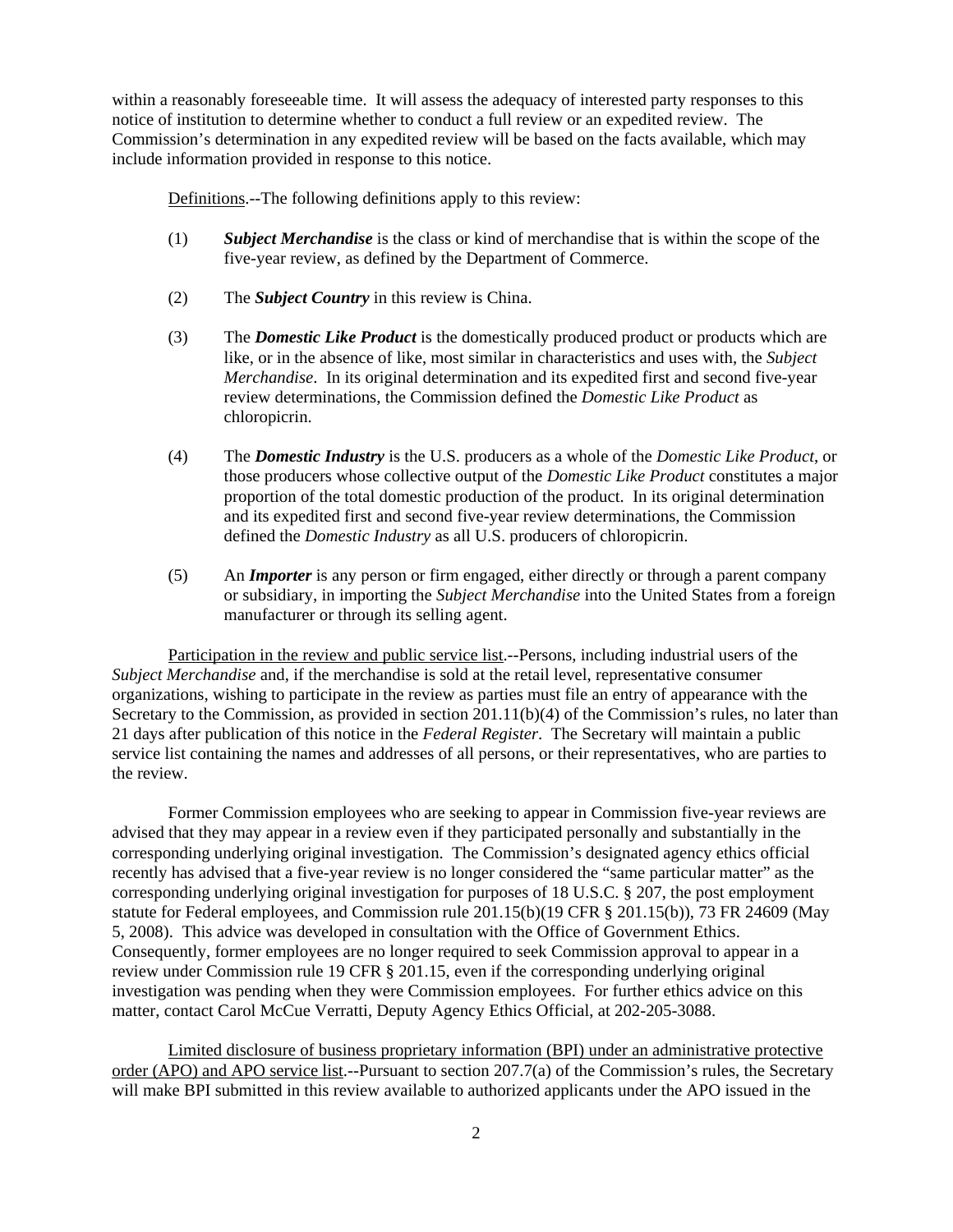within a reasonably foreseeable time. It will assess the adequacy of interested party responses to this notice of institution to determine whether to conduct a full review or an expedited review. The Commission's determination in any expedited review will be based on the facts available, which may include information provided in response to this notice.

Definitions.--The following definitions apply to this review:

(1) ***Subject Merchandise*** is the class or kind of merchandise that is within the scope of the five-year review, as defined by the Department of Commerce.

(2) The ***Subject Country*** in this review is China.

(3) The ***Domestic Like Product*** is the domestically produced product or products which are like, or in the absence of like, most similar in characteristics and uses with, the *Subject Merchandise*. In its original determination and its expedited first and second five-year review determinations, the Commission defined the *Domestic Like Product* as chloropicrin.

(4) The ***Domestic Industry*** is the U.S. producers as a whole of the *Domestic Like Product*, or those producers whose collective output of the *Domestic Like Product* constitutes a major proportion of the total domestic production of the product. In its original determination and its expedited first and second five-year review determinations, the Commission defined the *Domestic Industry* as all U.S. producers of chloropicrin.

(5) An ***Importer*** is any person or firm engaged, either directly or through a parent company or subsidiary, in importing the *Subject Merchandise* into the United States from a foreign manufacturer or through its selling agent.

Participation in the review and public service list.--Persons, including industrial users of the *Subject Merchandise* and, if the merchandise is sold at the retail level, representative consumer organizations, wishing to participate in the review as parties must file an entry of appearance with the Secretary to the Commission, as provided in section 201.11(b)(4) of the Commission's rules, no later than 21 days after publication of this notice in the *Federal Register*. The Secretary will maintain a public service list containing the names and addresses of all persons, or their representatives, who are parties to the review.

Former Commission employees who are seeking to appear in Commission five-year reviews are advised that they may appear in a review even if they participated personally and substantially in the corresponding underlying original investigation. The Commission's designated agency ethics official recently has advised that a five-year review is no longer considered the "same particular matter" as the corresponding underlying original investigation for purposes of 18 U.S.C. § 207, the post employment statute for Federal employees, and Commission rule 201.15(b)(19 CFR § 201.15(b)), 73 FR 24609 (May 5, 2008). This advice was developed in consultation with the Office of Government Ethics. Consequently, former employees are no longer required to seek Commission approval to appear in a review under Commission rule 19 CFR § 201.15, even if the corresponding underlying original investigation was pending when they were Commission employees. For further ethics advice on this matter, contact Carol McCue Verratti, Deputy Agency Ethics Official, at 202-205-3088.

Limited disclosure of business proprietary information (BPI) under an administrative protective order (APO) and APO service list.--Pursuant to section 207.7(a) of the Commission's rules, the Secretary will make BPI submitted in this review available to authorized applicants under the APO issued in the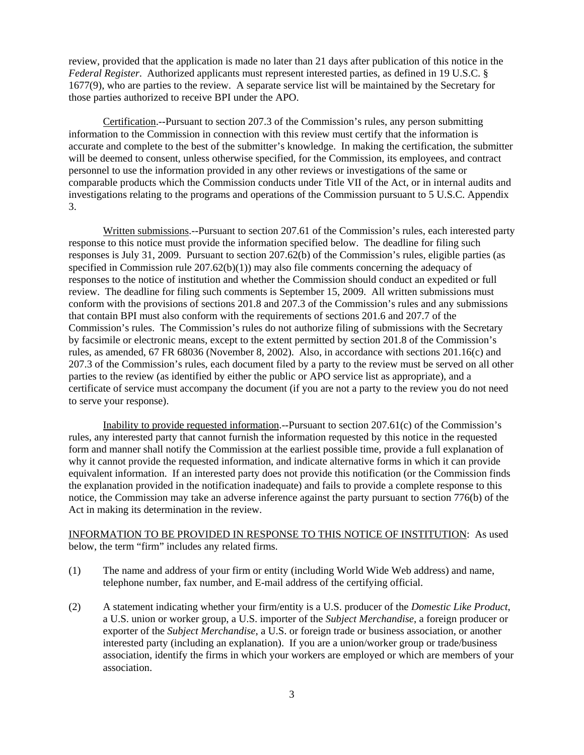review, provided that the application is made no later than 21 days after publication of this notice in the *Federal Register*. Authorized applicants must represent interested parties, as defined in 19 U.S.C. § 1677(9), who are parties to the review. A separate service list will be maintained by the Secretary for those parties authorized to receive BPI under the APO.

Certification.--Pursuant to section 207.3 of the Commission's rules, any person submitting information to the Commission in connection with this review must certify that the information is accurate and complete to the best of the submitter's knowledge. In making the certification, the submitter will be deemed to consent, unless otherwise specified, for the Commission, its employees, and contract personnel to use the information provided in any other reviews or investigations of the same or comparable products which the Commission conducts under Title VII of the Act, or in internal audits and investigations relating to the programs and operations of the Commission pursuant to 5 U.S.C. Appendix 3.

Written submissions.--Pursuant to section 207.61 of the Commission's rules, each interested party response to this notice must provide the information specified below. The deadline for filing such responses is July 31, 2009. Pursuant to section 207.62(b) of the Commission's rules, eligible parties (as specified in Commission rule 207.62(b)(1)) may also file comments concerning the adequacy of responses to the notice of institution and whether the Commission should conduct an expedited or full review. The deadline for filing such comments is September 15, 2009. All written submissions must conform with the provisions of sections 201.8 and 207.3 of the Commission's rules and any submissions that contain BPI must also conform with the requirements of sections 201.6 and 207.7 of the Commission's rules. The Commission's rules do not authorize filing of submissions with the Secretary by facsimile or electronic means, except to the extent permitted by section 201.8 of the Commission's rules, as amended, 67 FR 68036 (November 8, 2002). Also, in accordance with sections 201.16(c) and 207.3 of the Commission's rules, each document filed by a party to the review must be served on all other parties to the review (as identified by either the public or APO service list as appropriate), and a certificate of service must accompany the document (if you are not a party to the review you do not need to serve your response).

Inability to provide requested information.--Pursuant to section 207.61(c) of the Commission's rules, any interested party that cannot furnish the information requested by this notice in the requested form and manner shall notify the Commission at the earliest possible time, provide a full explanation of why it cannot provide the requested information, and indicate alternative forms in which it can provide equivalent information. If an interested party does not provide this notification (or the Commission finds the explanation provided in the notification inadequate) and fails to provide a complete response to this notice, the Commission may take an adverse inference against the party pursuant to section 776(b) of the Act in making its determination in the review.

INFORMATION TO BE PROVIDED IN RESPONSE TO THIS NOTICE OF INSTITUTION: As used below, the term "firm" includes any related firms.

(1) The name and address of your firm or entity (including World Wide Web address) and name, telephone number, fax number, and E-mail address of the certifying official.

(2) A statement indicating whether your firm/entity is a U.S. producer of the *Domestic Like Product*, a U.S. union or worker group, a U.S. importer of the *Subject Merchandise*, a foreign producer or exporter of the *Subject Merchandise*, a U.S. or foreign trade or business association, or another interested party (including an explanation). If you are a union/worker group or trade/business association, identify the firms in which your workers are employed or which are members of your association.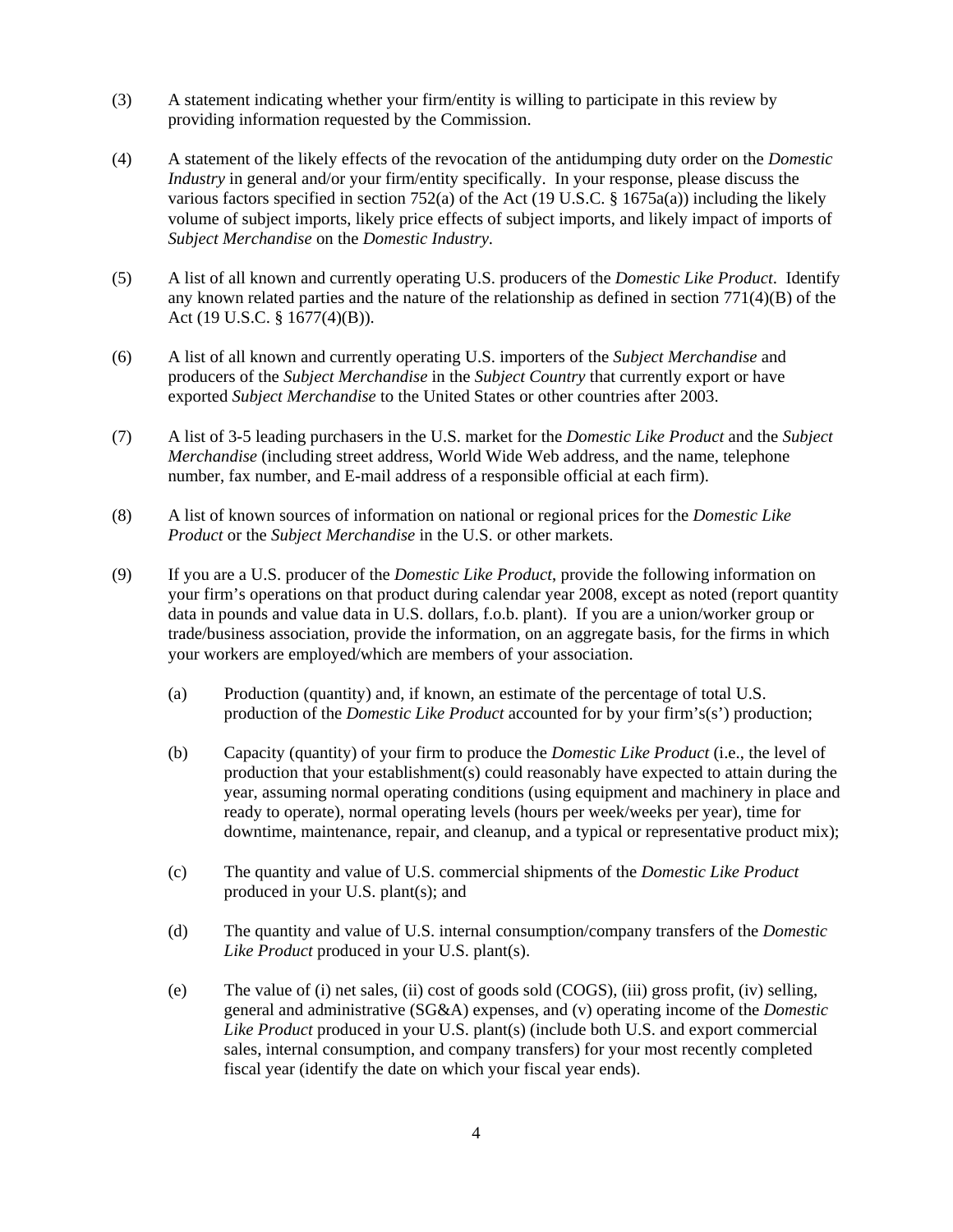(3) A statement indicating whether your firm/entity is willing to participate in this review by providing information requested by the Commission.

(4) A statement of the likely effects of the revocation of the antidumping duty order on the *Domestic Industry* in general and/or your firm/entity specifically. In your response, please discuss the various factors specified in section 752(a) of the Act (19 U.S.C. § 1675a(a)) including the likely volume of subject imports, likely price effects of subject imports, and likely impact of imports of *Subject Merchandise* on the *Domestic Industry*.

(5) A list of all known and currently operating U.S. producers of the *Domestic Like Product*. Identify any known related parties and the nature of the relationship as defined in section 771(4)(B) of the Act (19 U.S.C. § 1677(4)(B)).

(6) A list of all known and currently operating U.S. importers of the *Subject Merchandise* and producers of the *Subject Merchandise* in the *Subject Country* that currently export or have exported *Subject Merchandise* to the United States or other countries after 2003.

(7) A list of 3-5 leading purchasers in the U.S. market for the *Domestic Like Product* and the *Subject Merchandise* (including street address, World Wide Web address, and the name, telephone number, fax number, and E-mail address of a responsible official at each firm).

(8) A list of known sources of information on national or regional prices for the *Domestic Like Product* or the *Subject Merchandise* in the U.S. or other markets.

(9) If you are a U.S. producer of the *Domestic Like Product*, provide the following information on your firm's operations on that product during calendar year 2008, except as noted (report quantity data in pounds and value data in U.S. dollars, f.o.b. plant). If you are a union/worker group or trade/business association, provide the information, on an aggregate basis, for the firms in which your workers are employed/which are members of your association.

   (a) Production (quantity) and, if known, an estimate of the percentage of total U.S. production of the *Domestic Like Product* accounted for by your firm's(s') production;

   (b) Capacity (quantity) of your firm to produce the *Domestic Like Product* (i.e., the level of production that your establishment(s) could reasonably have expected to attain during the year, assuming normal operating conditions (using equipment and machinery in place and ready to operate), normal operating levels (hours per week/weeks per year), time for downtime, maintenance, repair, and cleanup, and a typical or representative product mix);

   (c) The quantity and value of U.S. commercial shipments of the *Domestic Like Product* produced in your U.S. plant(s); and

   (d) The quantity and value of U.S. internal consumption/company transfers of the *Domestic Like Product* produced in your U.S. plant(s).

   (e) The value of (i) net sales, (ii) cost of goods sold (COGS), (iii) gross profit, (iv) selling, general and administrative (SG&A) expenses, and (v) operating income of the *Domestic Like Product* produced in your U.S. plant(s) (include both U.S. and export commercial sales, internal consumption, and company transfers) for your most recently completed fiscal year (identify the date on which your fiscal year ends).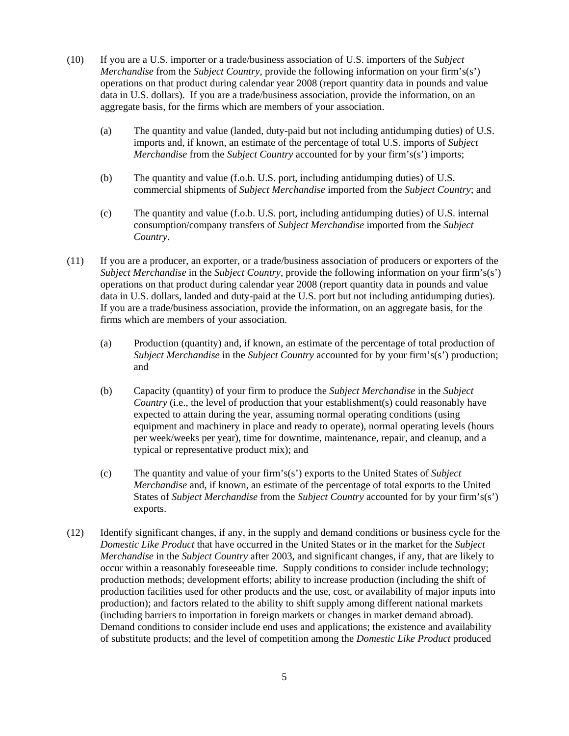(10) If you are a U.S. importer or a trade/business association of U.S. importers of the *Subject Merchandise* from the *Subject Country*, provide the following information on your firm's(s') operations on that product during calendar year 2008 (report quantity data in pounds and value data in U.S. dollars). If you are a trade/business association, provide the information, on an aggregate basis, for the firms which are members of your association.

  (a) The quantity and value (landed, duty-paid but not including antidumping duties) of U.S. imports and, if known, an estimate of the percentage of total U.S. imports of *Subject Merchandise* from the *Subject Country* accounted for by your firm's(s') imports;

  (b) The quantity and value (f.o.b. U.S. port, including antidumping duties) of U.S. commercial shipments of *Subject Merchandise* imported from the *Subject Country*; and

  (c) The quantity and value (f.o.b. U.S. port, including antidumping duties) of U.S. internal consumption/company transfers of *Subject Merchandise* imported from the *Subject Country*.

(11) If you are a producer, an exporter, or a trade/business association of producers or exporters of the *Subject Merchandise* in the *Subject Country*, provide the following information on your firm's(s') operations on that product during calendar year 2008 (report quantity data in pounds and value data in U.S. dollars, landed and duty-paid at the U.S. port but not including antidumping duties). If you are a trade/business association, provide the information, on an aggregate basis, for the firms which are members of your association.

  (a) Production (quantity) and, if known, an estimate of the percentage of total production of *Subject Merchandise* in the *Subject Country* accounted for by your firm's(s') production; and

  (b) Capacity (quantity) of your firm to produce the *Subject Merchandise* in the *Subject Country* (i.e., the level of production that your establishment(s) could reasonably have expected to attain during the year, assuming normal operating conditions (using equipment and machinery in place and ready to operate), normal operating levels (hours per week/weeks per year), time for downtime, maintenance, repair, and cleanup, and a typical or representative product mix); and

  (c) The quantity and value of your firm's(s') exports to the United States of *Subject Merchandise* and, if known, an estimate of the percentage of total exports to the United States of *Subject Merchandise* from the *Subject Country* accounted for by your firm's(s') exports.

(12) Identify significant changes, if any, in the supply and demand conditions or business cycle for the *Domestic Like Product* that have occurred in the United States or in the market for the *Subject Merchandise* in the *Subject Country* after 2003, and significant changes, if any, that are likely to occur within a reasonably foreseeable time. Supply conditions to consider include technology; production methods; development efforts; ability to increase production (including the shift of production facilities used for other products and the use, cost, or availability of major inputs into production); and factors related to the ability to shift supply among different national markets (including barriers to importation in foreign markets or changes in market demand abroad). Demand conditions to consider include end uses and applications; the existence and availability of substitute products; and the level of competition among the *Domestic Like Product* produced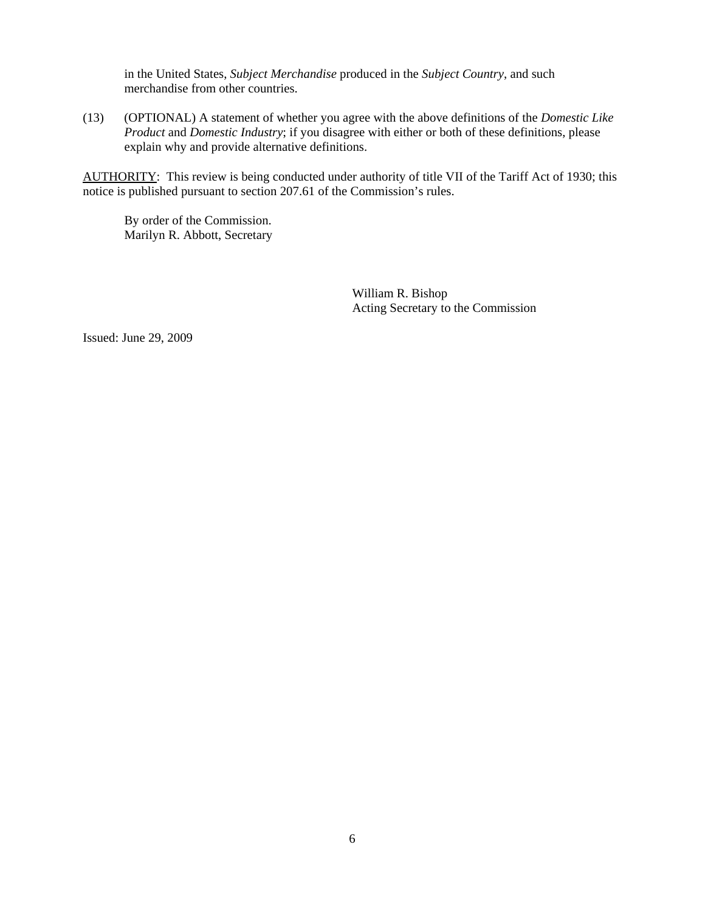in the United States, *Subject Merchandise* produced in the *Subject Country*, and such merchandise from other countries.

(13) (OPTIONAL) A statement of whether you agree with the above definitions of the *Domestic Like Product* and *Domestic Industry*; if you disagree with either or both of these definitions, please explain why and provide alternative definitions.

AUTHORITY: This review is being conducted under authority of title VII of the Tariff Act of 1930; this notice is published pursuant to section 207.61 of the Commission's rules.

By order of the Commission.
Marilyn R. Abbott, Secretary

William R. Bishop
Acting Secretary to the Commission

Issued: June 29, 2009